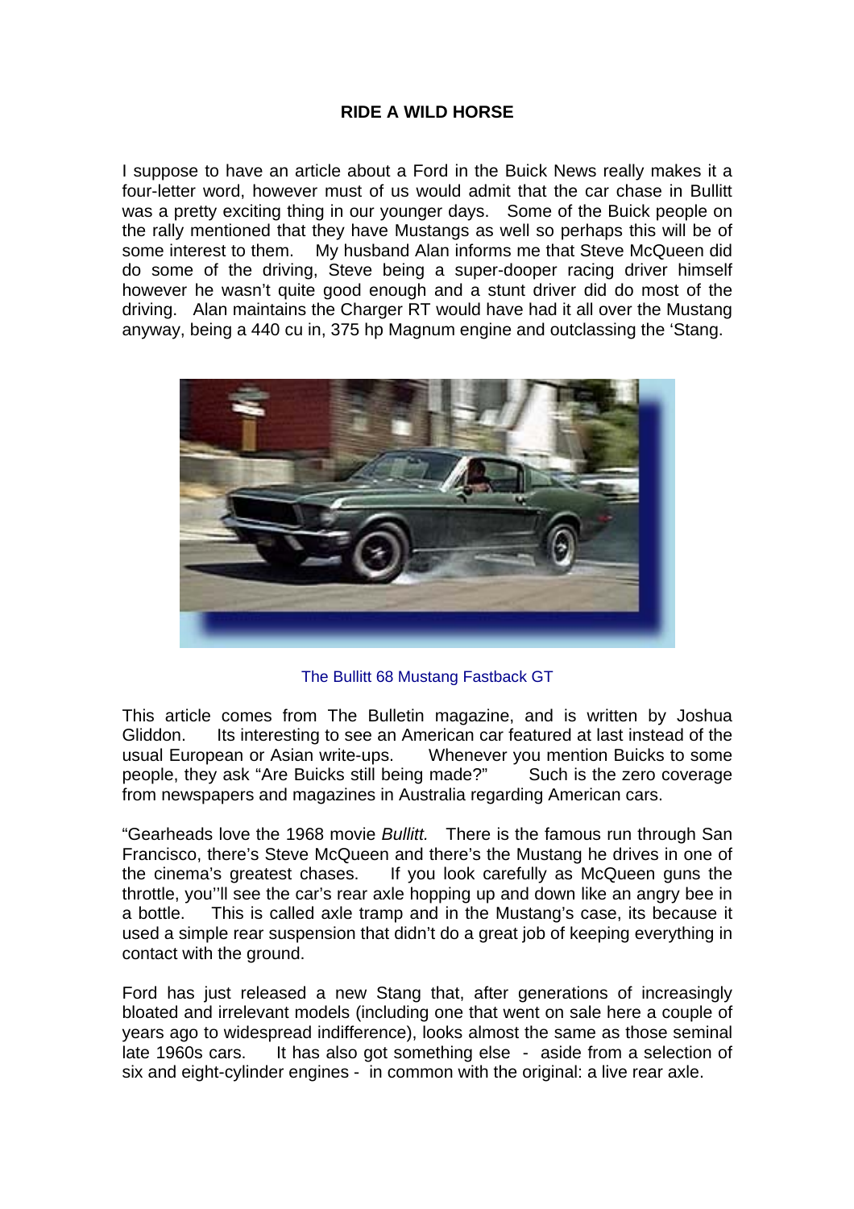**RIDE A WILD HORSE**

I suppose to have an article about a Ford in the Buick News really makes it a four-letter word, however must of us would admit that the car chase in Bullitt was a pretty exciting thing in our younger days. Some of the Buick people on the rally mentioned that they have Mustangs as well so perhaps this will be of some interest to them. My husband Alan informs me that Steve McQueen did do some of the driving, Steve being a super-dooper racing driver himself however he wasn't quite good enough and a stunt driver did do most of the driving. Alan maintains the Charger RT would have had it all over the Mustang anyway, being a 440 cu in, 375 hp Magnum engine and outclassing the 'Stang.

The Bullitt 68 Mustang Fastback GT

This article comes from The Bulletin magazine, and is written by Joshua Gliddon. Its interesting to see an American car featured at last instead of the usual European or Asian write-ups. Whenever you mention Buicks to some people, they ask "Are Buicks still being made?" Such is the zero coverage from newspapers and magazines in Australia regarding American cars.

"Gearheads love the 1968 movie *Bullitt.* There is the famous run through San Francisco, there's Steve McQueen and there's the Mustang he drives in one of the cinema's greatest chases. If you look carefully as McQueen guns the throttle, you''ll see the car's rear axle hopping up and down like an angry bee in a bottle. This is called axle tramp and in the Mustang's case, its because it used a simple rear suspension that didn't do a great job of keeping everything in contact with the ground.

Ford has just released a new Stang that, after generations of increasingly bloated and irrelevant models (including one that went on sale here a couple of years ago to widespread indifference), looks almost the same as those seminal late 1960s cars. It has also got something else - aside from a selection of six and eight-cylinder engines - in common with the original: a live rear axle.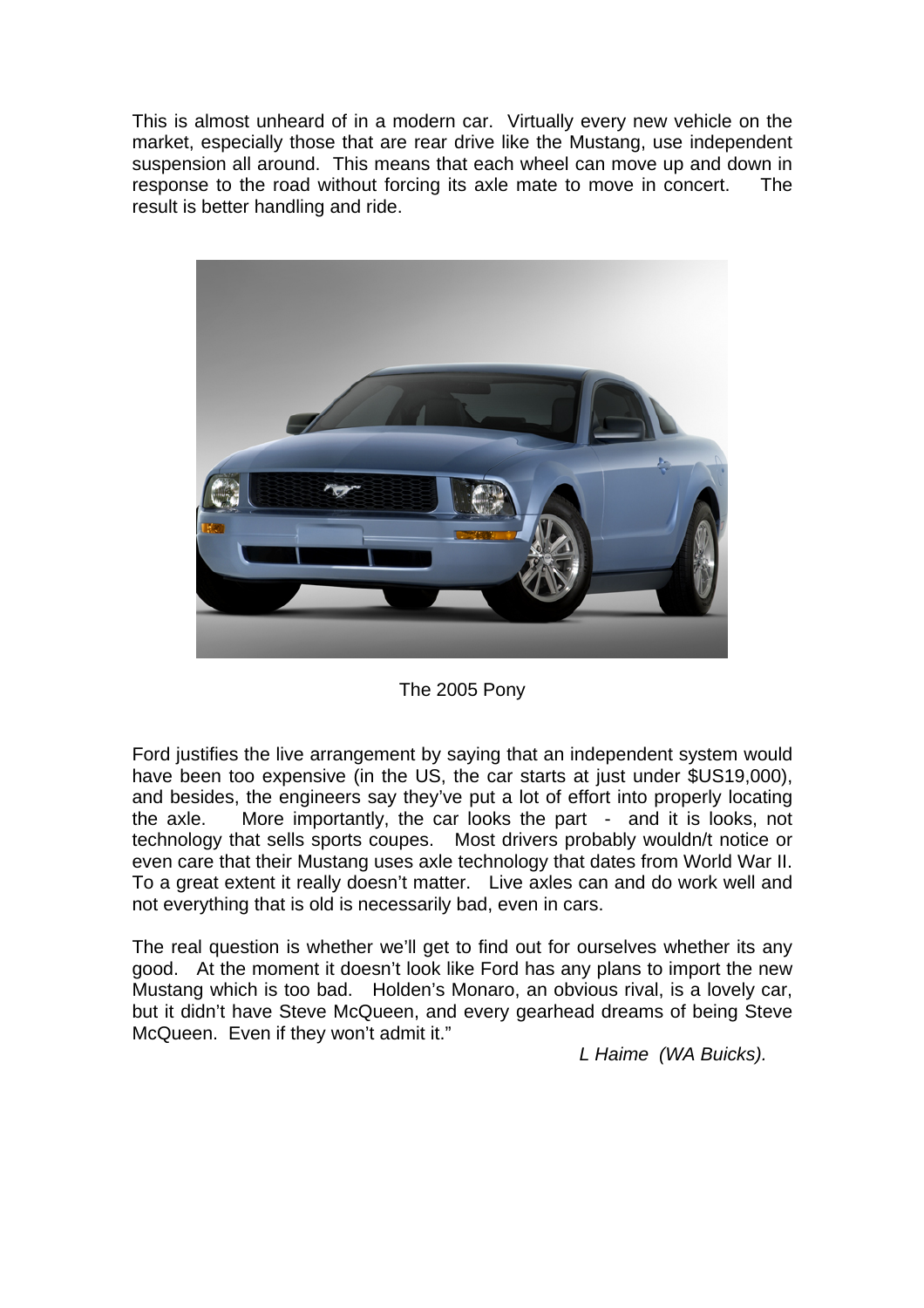This is almost unheard of in a modern car. Virtually every new vehicle on the market, especially those that are rear drive like the Mustang, use independent suspension all around. This means that each wheel can move up and down in response to the road without forcing its axle mate to move in concert. The result is better handling and ride.

The 2005 Pony

Ford justifies the live arrangement by saying that an independent system would have been too expensive (in the US, the car starts at just under $US19,000), and besides, the engineers say they've put a lot of effort into properly locating the axle. More importantly, the car looks the part - and it is looks, not technology that sells sports coupes. Most drivers probably wouldn/t notice or even care that their Mustang uses axle technology that dates from World War II. To a great extent it really doesn't matter. Live axles can and do work well and not everything that is old is necessarily bad, even in cars.

The real question is whether we'll get to find out for ourselves whether its any good. At the moment it doesn't look like Ford has any plans to import the new Mustang which is too bad. Holden's Monaro, an obvious rival, is a lovely car, but it didn't have Steve McQueen, and every gearhead dreams of being Steve McQueen. Even if they won't admit it."

*L Haime (WA Buicks).*